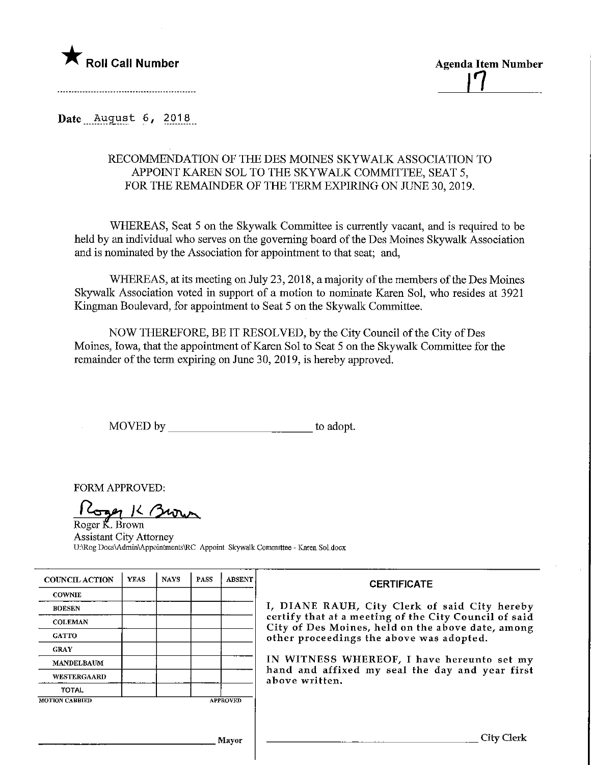★ **Roll Call Number**

**Agenda Item Number**

17

Date August 6, 2018

RECOMMENDATION OF THE DES MOINES SKYWALK ASSOCIATION TO APPOINT KAREN SOL TO THE SKYWALK COMMITTEE, SEAT 5, FOR THE REMAINDER OF THE TERM EXPIRING ON JUNE 30, 2019.

WHEREAS, Seat 5 on the Skywalk Committee is currently vacant, and is required to be held by an individual who serves on the governing board of the Des Moines Skywalk Association and is nominated by the Association for appointment to that seat; and,

WHEREAS, at its meeting on July 23, 2018, a majority of the members of the Des Moines Skywalk Association voted in support of a motion to nominate Karen Sol, who resides at 3921 Kingman Boulevard, for appointment to Seat 5 on the Skywalk Committee.

NOW THEREFORE, BE IT RESOLVED, by the City Council of the City of Des Moines, Iowa, that the appointment of Karen Sol to Seat 5 on the Skywalk Committee for the remainder of the term expiring on June 30, 2019, is hereby approved.

MOVED by ________________________ to adopt.

FORM APPROVED:

Roger K. Brown
Assistant City Attorney
U:\Rog Docs\Admin\Appointments\RC Appoint Skywalk Committee - Karen Sol.docx

| COUNCIL ACTION | YEAS | NAYS | PASS | ABSENT |
|---|---|---|---|---|
| COWNIE | | | | |
| BOESEN | | | | |
| COLEMAN | | | | |
| GATTO | | | | |
| GRAY | | | | |
| MANDELBAUM | | | | |
| WESTERGAARD | | | | |
| TOTAL | | | | |

MOTION CARRIED APPROVED

________________________ Mayor

**CERTIFICATE**

I, DIANE RAUH, City Clerk of said City hereby certify that at a meeting of the City Council of said City of Des Moines, held on the above date, among other proceedings the above was adopted.

IN WITNESS WHEREOF, I have hereunto set my hand and affixed my seal the day and year first above written.

________________________ City Clerk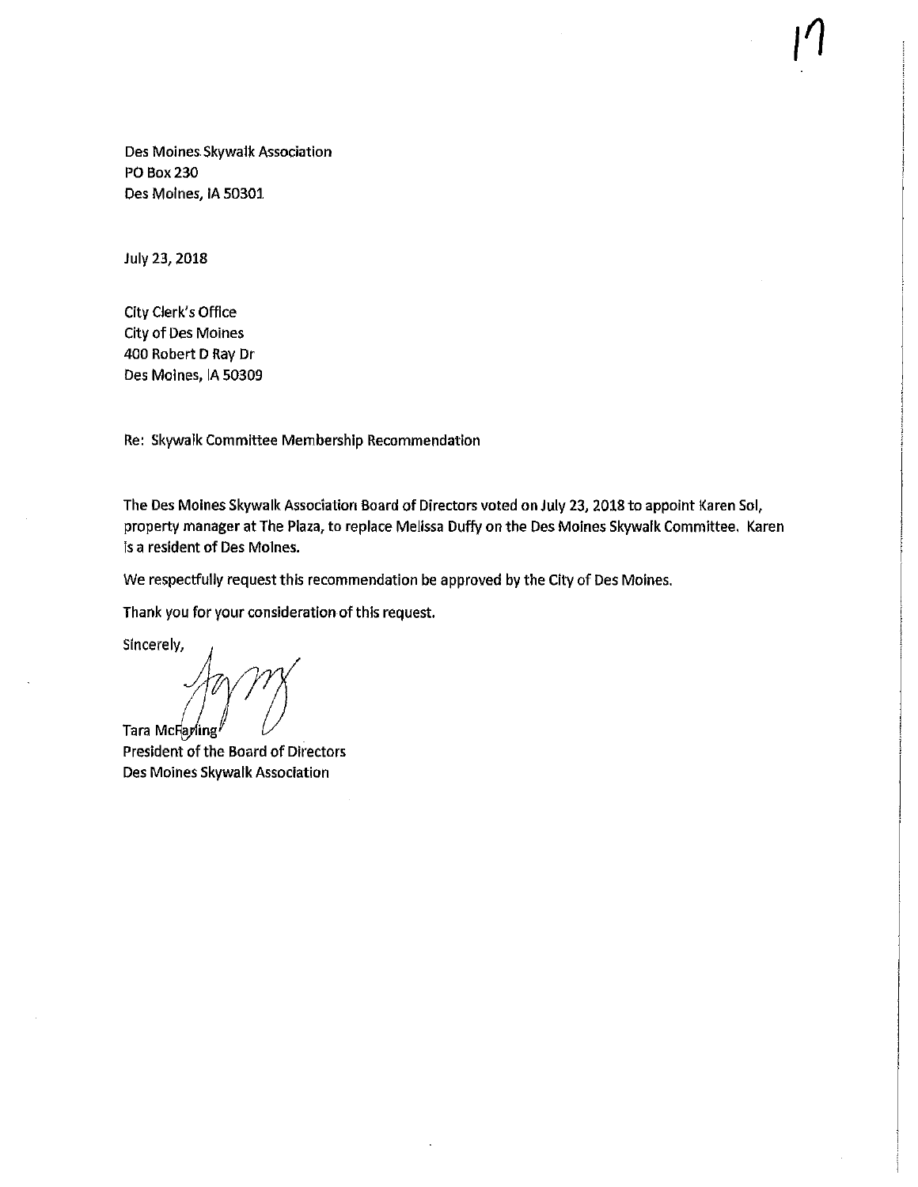Des Moines Skywalk Association
PO Box 230
Des Moines, IA 50301

July 23, 2018

City Clerk's Office
City of Des Moines
400 Robert D Ray Dr
Des Moines, IA 50309

Re: Skywalk Committee Membership Recommendation

The Des Moines Skywalk Association Board of Directors voted on July 23, 2018 to appoint Karen Sol, property manager at The Plaza, to replace Melissa Duffy on the Des Moines Skywalk Committee. Karen is a resident of Des Moines.

We respectfully request this recommendation be approved by the City of Des Moines.

Thank you for your consideration of this request.

Sincerely,

Tara McFarling
President of the Board of Directors
Des Moines Skywalk Association